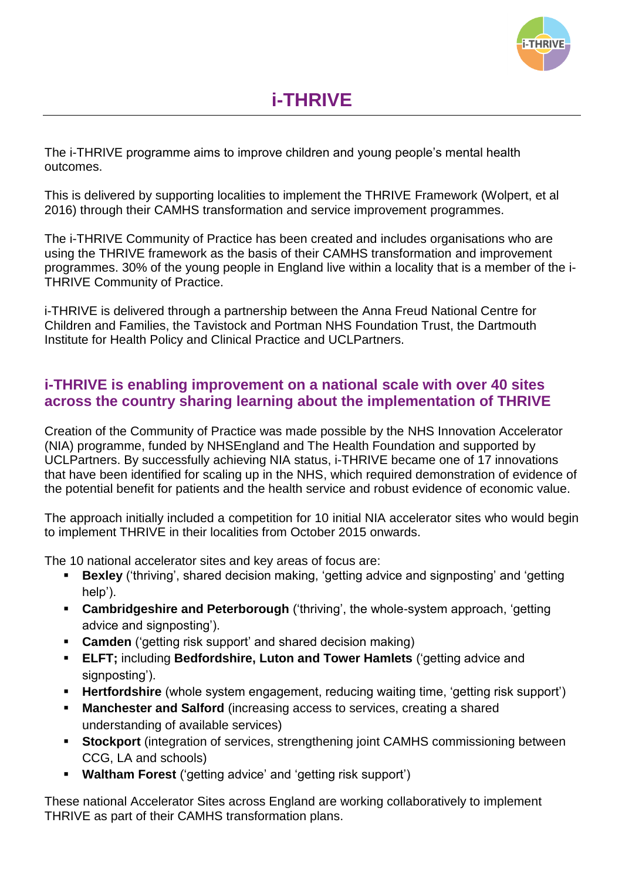# i-THRIVE

The i-THRIVE programme aims to improve children and young people's mental health outcomes.

This is delivered by supporting localities to implement the THRIVE Framework (Wolpert, et al 2016) through their CAMHS transformation and service improvement programmes.

The i-THRIVE Community of Practice has been created and includes organisations who are using the THRIVE framework as the basis of their CAMHS transformation and improvement programmes. 30% of the young people in England live within a locality that is a member of the i-THRIVE Community of Practice.

i-THRIVE is delivered through a partnership between the Anna Freud National Centre for Children and Families, the Tavistock and Portman NHS Foundation Trust, the Dartmouth Institute for Health Policy and Clinical Practice and UCLPartners.

## i-THRIVE is enabling improvement on a national scale with over 40 sites across the country sharing learning about the implementation of THRIVE

Creation of the Community of Practice was made possible by the NHS Innovation Accelerator (NIA) programme, funded by NHSEngland and The Health Foundation and supported by UCLPartners. By successfully achieving NIA status, i-THRIVE became one of 17 innovations that have been identified for scaling up in the NHS, which required demonstration of evidence of the potential benefit for patients and the health service and robust evidence of economic value.

The approach initially included a competition for 10 initial NIA accelerator sites who would begin to implement THRIVE in their localities from October 2015 onwards.

The 10 national accelerator sites and key areas of focus are:

- **Bexley** ('thriving', shared decision making, 'getting advice and signposting' and 'getting help').
- **Cambridgeshire and Peterborough** ('thriving', the whole-system approach, 'getting advice and signposting').
- **Camden** ('getting risk support' and shared decision making)
- **ELFT;** including **Bedfordshire, Luton and Tower Hamlets** ('getting advice and signposting').
- **Hertfordshire** (whole system engagement, reducing waiting time, 'getting risk support')
- **Manchester and Salford** (increasing access to services, creating a shared understanding of available services)
- **Stockport** (integration of services, strengthening joint CAMHS commissioning between CCG, LA and schools)
- **Waltham Forest** ('getting advice' and 'getting risk support')

These national Accelerator Sites across England are working collaboratively to implement THRIVE as part of their CAMHS transformation plans.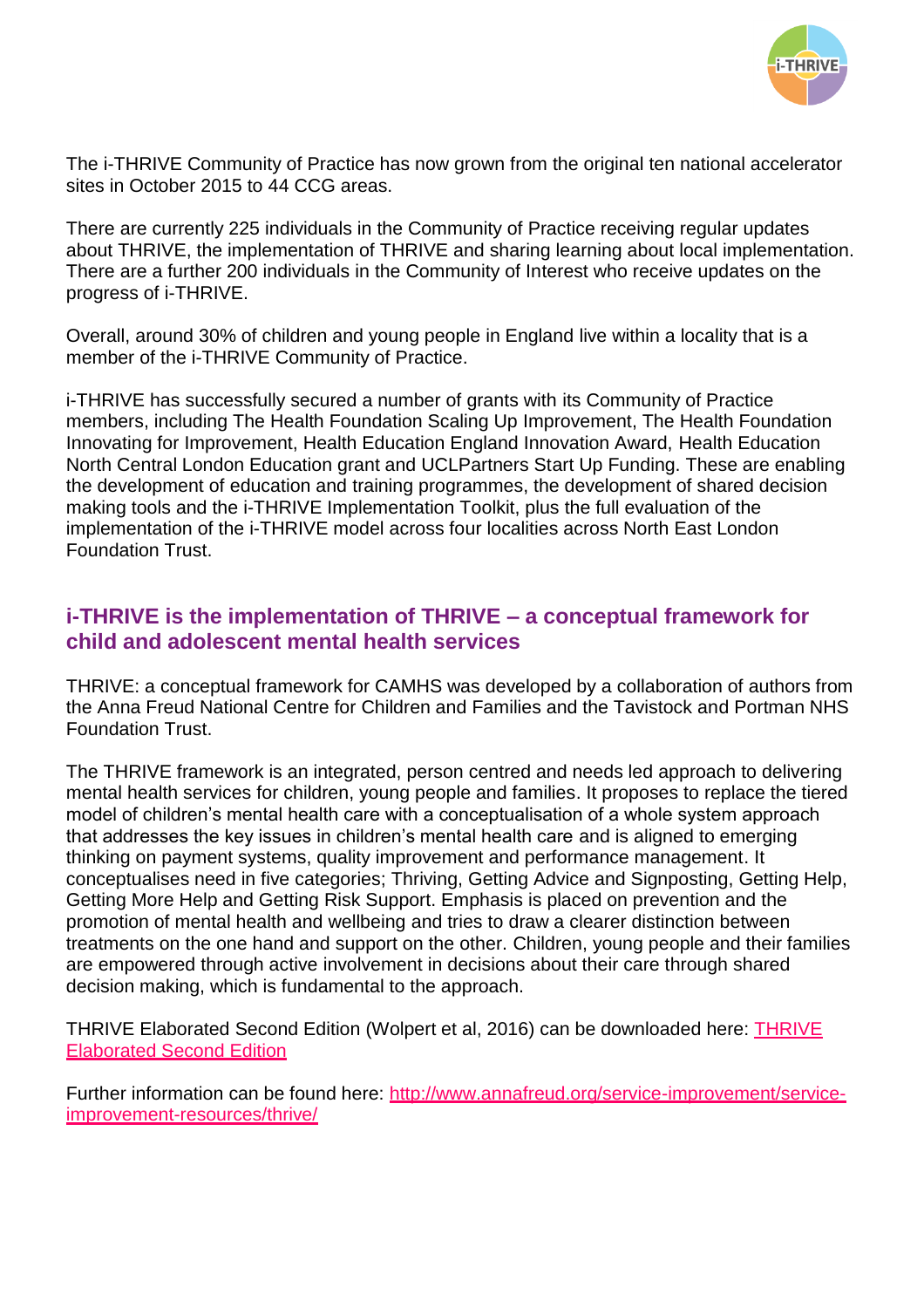The i-THRIVE Community of Practice has now grown from the original ten national accelerator sites in October 2015 to 44 CCG areas.

There are currently 225 individuals in the Community of Practice receiving regular updates about THRIVE, the implementation of THRIVE and sharing learning about local implementation. There are a further 200 individuals in the Community of Interest who receive updates on the progress of i-THRIVE.

Overall, around 30% of children and young people in England live within a locality that is a member of the i-THRIVE Community of Practice.

i-THRIVE has successfully secured a number of grants with its Community of Practice members, including The Health Foundation Scaling Up Improvement, The Health Foundation Innovating for Improvement, Health Education England Innovation Award, Health Education North Central London Education grant and UCLPartners Start Up Funding. These are enabling the development of education and training programmes, the development of shared decision making tools and the i-THRIVE Implementation Toolkit, plus the full evaluation of the implementation of the i-THRIVE model across four localities across North East London Foundation Trust.

## i-THRIVE is the implementation of THRIVE – a conceptual framework for child and adolescent mental health services

THRIVE: a conceptual framework for CAMHS was developed by a collaboration of authors from the Anna Freud National Centre for Children and Families and the Tavistock and Portman NHS Foundation Trust.

The THRIVE framework is an integrated, person centred and needs led approach to delivering mental health services for children, young people and families. It proposes to replace the tiered model of children's mental health care with a conceptualisation of a whole system approach that addresses the key issues in children's mental health care and is aligned to emerging thinking on payment systems, quality improvement and performance management. It conceptualises need in five categories; Thriving, Getting Advice and Signposting, Getting Help, Getting More Help and Getting Risk Support. Emphasis is placed on prevention and the promotion of mental health and wellbeing and tries to draw a clearer distinction between treatments on the one hand and support on the other. Children, young people and their families are empowered through active involvement in decisions about their care through shared decision making, which is fundamental to the approach.

THRIVE Elaborated Second Edition (Wolpert et al, 2016) can be downloaded here: [THRIVE Elaborated Second Edition]()

Further information can be found here: [http://www.annafreud.org/service-improvement/service-improvement-resources/thrive/](http://www.annafreud.org/service-improvement/service-improvement-resources/thrive/)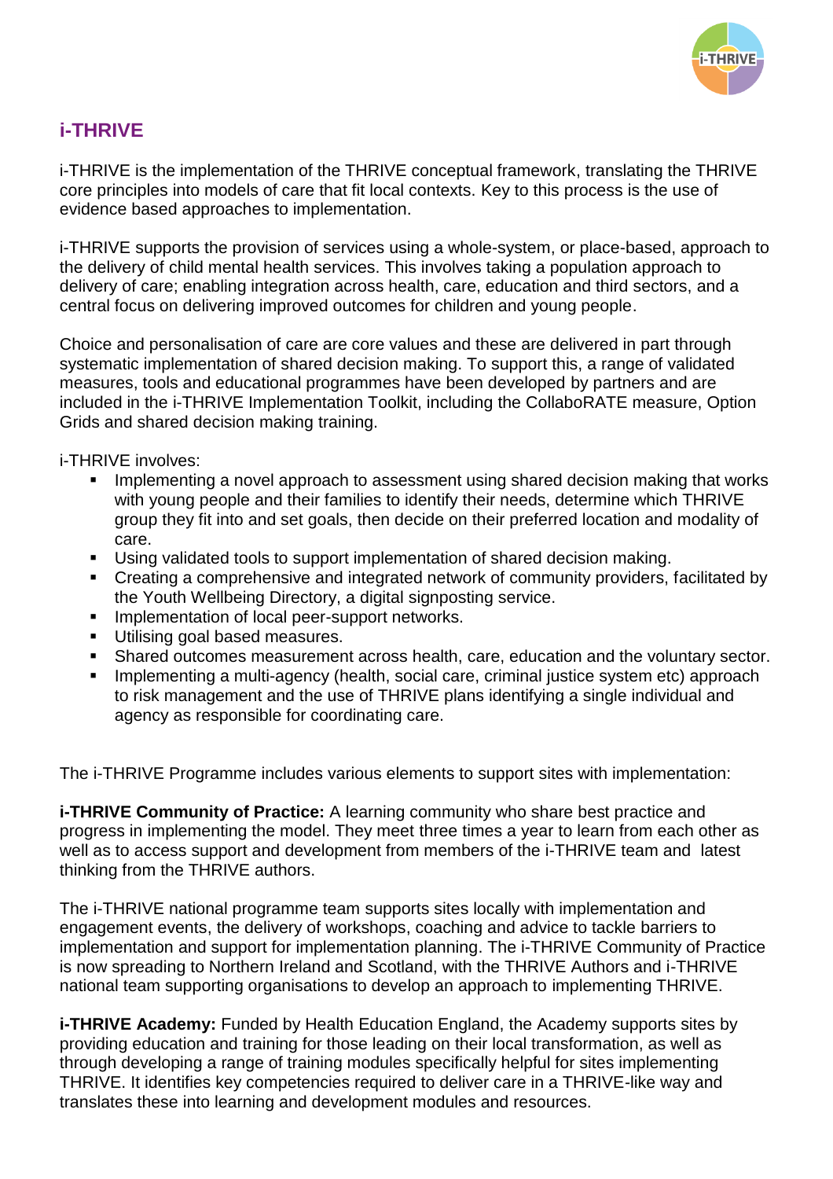## i-THRIVE

i-THRIVE is the implementation of the THRIVE conceptual framework, translating the THRIVE core principles into models of care that fit local contexts. Key to this process is the use of evidence based approaches to implementation.

i-THRIVE supports the provision of services using a whole-system, or place-based, approach to the delivery of child mental health services. This involves taking a population approach to delivery of care; enabling integration across health, care, education and third sectors, and a central focus on delivering improved outcomes for children and young people.

Choice and personalisation of care are core values and these are delivered in part through systematic implementation of shared decision making. To support this, a range of validated measures, tools and educational programmes have been developed by partners and are included in the i-THRIVE Implementation Toolkit, including the CollaboRATE measure, Option Grids and shared decision making training.

i-THRIVE involves:

- Implementing a novel approach to assessment using shared decision making that works with young people and their families to identify their needs, determine which THRIVE group they fit into and set goals, then decide on their preferred location and modality of care.
- Using validated tools to support implementation of shared decision making.
- Creating a comprehensive and integrated network of community providers, facilitated by the Youth Wellbeing Directory, a digital signposting service.
- Implementation of local peer-support networks.
- Utilising goal based measures.
- Shared outcomes measurement across health, care, education and the voluntary sector.
- Implementing a multi-agency (health, social care, criminal justice system etc) approach to risk management and the use of THRIVE plans identifying a single individual and agency as responsible for coordinating care.

The i-THRIVE Programme includes various elements to support sites with implementation:

**i-THRIVE Community of Practice:** A learning community who share best practice and progress in implementing the model. They meet three times a year to learn from each other as well as to access support and development from members of the i-THRIVE team and latest thinking from the THRIVE authors.

The i-THRIVE national programme team supports sites locally with implementation and engagement events, the delivery of workshops, coaching and advice to tackle barriers to implementation and support for implementation planning. The i-THRIVE Community of Practice is now spreading to Northern Ireland and Scotland, with the THRIVE Authors and i-THRIVE national team supporting organisations to develop an approach to implementing THRIVE.

**i-THRIVE Academy:** Funded by Health Education England, the Academy supports sites by providing education and training for those leading on their local transformation, as well as through developing a range of training modules specifically helpful for sites implementing THRIVE. It identifies key competencies required to deliver care in a THRIVE-like way and translates these into learning and development modules and resources.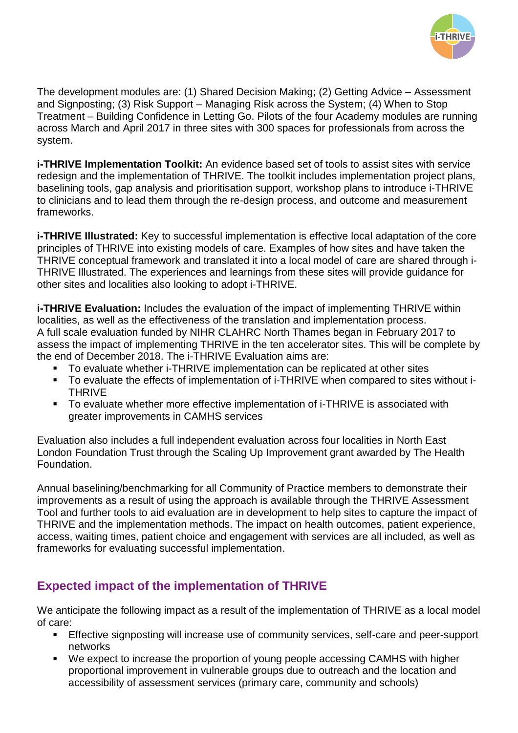The development modules are: (1) Shared Decision Making; (2) Getting Advice – Assessment and Signposting; (3) Risk Support – Managing Risk across the System; (4) When to Stop Treatment – Building Confidence in Letting Go. Pilots of the four Academy modules are running across March and April 2017 in three sites with 300 spaces for professionals from across the system.

**i-THRIVE Implementation Toolkit:** An evidence based set of tools to assist sites with service redesign and the implementation of THRIVE. The toolkit includes implementation project plans, baselining tools, gap analysis and prioritisation support, workshop plans to introduce i-THRIVE to clinicians and to lead them through the re-design process, and outcome and measurement frameworks.

**i-THRIVE Illustrated:** Key to successful implementation is effective local adaptation of the core principles of THRIVE into existing models of care. Examples of how sites and have taken the THRIVE conceptual framework and translated it into a local model of care are shared through i-THRIVE Illustrated. The experiences and learnings from these sites will provide guidance for other sites and localities also looking to adopt i-THRIVE.

**i-THRIVE Evaluation:** Includes the evaluation of the impact of implementing THRIVE within localities, as well as the effectiveness of the translation and implementation process. A full scale evaluation funded by NIHR CLAHRC North Thames began in February 2017 to assess the impact of implementing THRIVE in the ten accelerator sites. This will be complete by the end of December 2018. The i-THRIVE Evaluation aims are:

- To evaluate whether i-THRIVE implementation can be replicated at other sites
- To evaluate the effects of implementation of i-THRIVE when compared to sites without i-THRIVE
- To evaluate whether more effective implementation of i-THRIVE is associated with greater improvements in CAMHS services

Evaluation also includes a full independent evaluation across four localities in North East London Foundation Trust through the Scaling Up Improvement grant awarded by The Health Foundation.

Annual baselining/benchmarking for all Community of Practice members to demonstrate their improvements as a result of using the approach is available through the THRIVE Assessment Tool and further tools to aid evaluation are in development to help sites to capture the impact of THRIVE and the implementation methods. The impact on health outcomes, patient experience, access, waiting times, patient choice and engagement with services are all included, as well as frameworks for evaluating successful implementation.

## Expected impact of the implementation of THRIVE

We anticipate the following impact as a result of the implementation of THRIVE as a local model of care:

- Effective signposting will increase use of community services, self-care and peer-support networks
- We expect to increase the proportion of young people accessing CAMHS with higher proportional improvement in vulnerable groups due to outreach and the location and accessibility of assessment services (primary care, community and schools)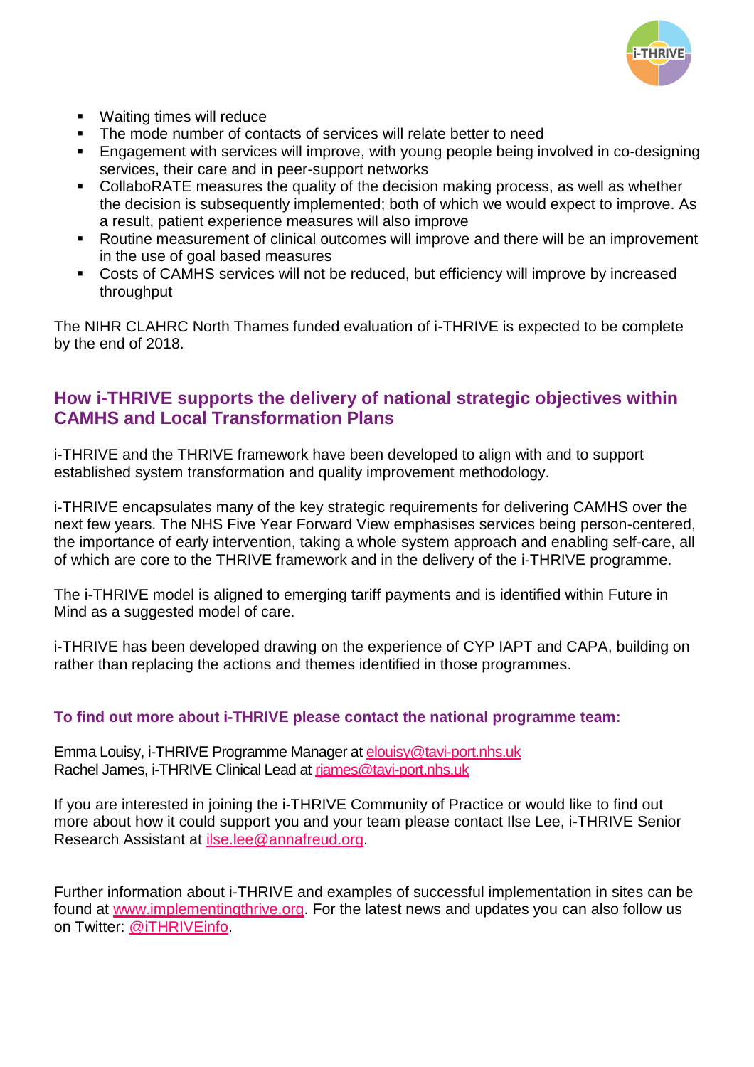- Waiting times will reduce
- The mode number of contacts of services will relate better to need
- Engagement with services will improve, with young people being involved in co-designing services, their care and in peer-support networks
- CollaboRATE measures the quality of the decision making process, as well as whether the decision is subsequently implemented; both of which we would expect to improve. As a result, patient experience measures will also improve
- Routine measurement of clinical outcomes will improve and there will be an improvement in the use of goal based measures
- Costs of CAMHS services will not be reduced, but efficiency will improve by increased throughput

The NIHR CLAHRC North Thames funded evaluation of i-THRIVE is expected to be complete by the end of 2018.

## How i-THRIVE supports the delivery of national strategic objectives within CAMHS and Local Transformation Plans

i-THRIVE and the THRIVE framework have been developed to align with and to support established system transformation and quality improvement methodology.

i-THRIVE encapsulates many of the key strategic requirements for delivering CAMHS over the next few years. The NHS Five Year Forward View emphasises services being person-centered, the importance of early intervention, taking a whole system approach and enabling self-care, all of which are core to the THRIVE framework and in the delivery of the i-THRIVE programme.

The i-THRIVE model is aligned to emerging tariff payments and is identified within Future in Mind as a suggested model of care.

i-THRIVE has been developed drawing on the experience of CYP IAPT and CAPA, building on rather than replacing the actions and themes identified in those programmes.

### To find out more about i-THRIVE please contact the national programme team:

Emma Louisy, i-THRIVE Programme Manager at elouisy@tavi-port.nhs.uk
Rachel James, i-THRIVE Clinical Lead at rjames@tavi-port.nhs.uk

If you are interested in joining the i-THRIVE Community of Practice or would like to find out more about how it could support you and your team please contact Ilse Lee, i-THRIVE Senior Research Assistant at ilse.lee@annafreud.org.

Further information about i-THRIVE and examples of successful implementation in sites can be found at www.implementingthrive.org. For the latest news and updates you can also follow us on Twitter: @iTHRIVEinfo.